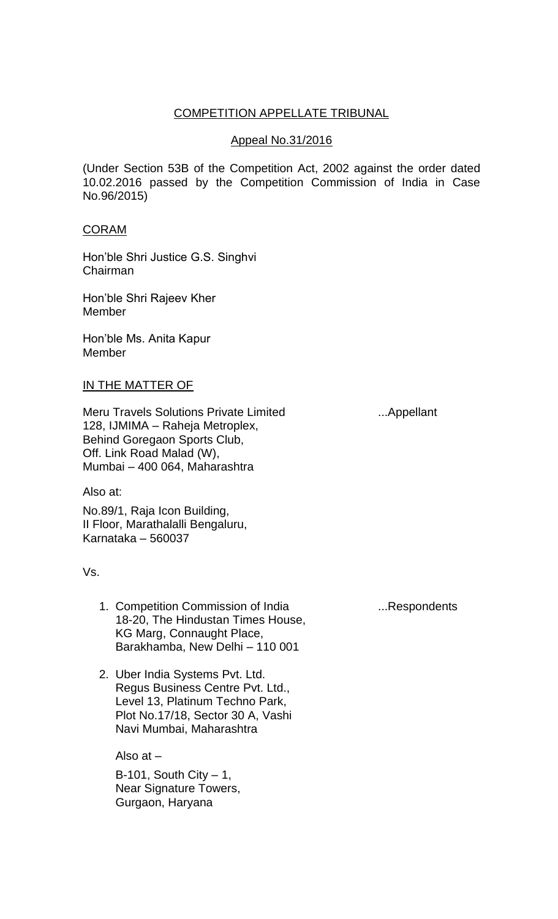COMPETITION APPELLATE TRIBUNAL

Appeal No.31/2016

(Under Section 53B of the Competition Act, 2002 against the order dated 10.02.2016 passed by the Competition Commission of India in Case No.96/2015)

CORAM

Hon'ble Shri Justice G.S. Singhvi
Chairman

Hon'ble Shri Rajeev Kher
Member

Hon'ble Ms. Anita Kapur
Member

IN THE MATTER OF

Meru Travels Solutions Private Limited ...Appellant
128, IJMIMA – Raheja Metroplex,
Behind Goregaon Sports Club,
Off. Link Road Malad (W),
Mumbai – 400 064, Maharashtra

Also at:

No.89/1, Raja Icon Building,
II Floor, Marathalalli Bengaluru,
Karnataka – 560037

Vs.

1. Competition Commission of India ...Respondents
   18-20, The Hindustan Times House,
   KG Marg, Connaught Place,
   Barakhamba, New Delhi – 110 001

2. Uber India Systems Pvt. Ltd.
   Regus Business Centre Pvt. Ltd.,
   Level 13, Platinum Techno Park,
   Plot No.17/18, Sector 30 A, Vashi
   Navi Mumbai, Maharashtra

   Also at –

   B-101, South City – 1,
   Near Signature Towers,
   Gurgaon, Haryana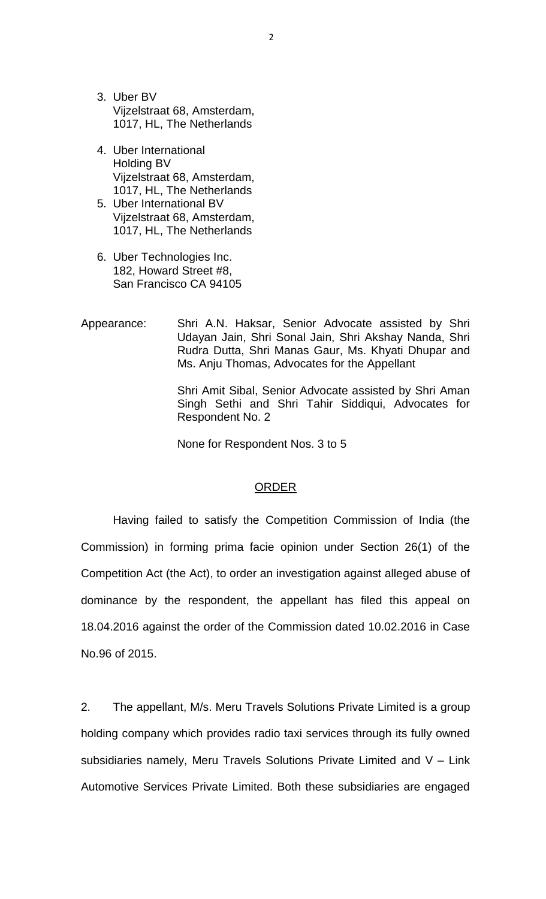3. Uber BV
   Vijzelstraat 68, Amsterdam,
   1017, HL, The Netherlands

4. Uber International
   Holding BV
   Vijzelstraat 68, Amsterdam,
   1017, HL, The Netherlands

5. Uber International BV
   Vijzelstraat 68, Amsterdam,
   1017, HL, The Netherlands

6. Uber Technologies Inc.
   182, Howard Street #8,
   San Francisco CA 94105

Appearance: Shri A.N. Haksar, Senior Advocate assisted by Shri Udayan Jain, Shri Sonal Jain, Shri Akshay Nanda, Shri Rudra Dutta, Shri Manas Gaur, Ms. Khyati Dhupar and Ms. Anju Thomas, Advocates for the Appellant

Shri Amit Sibal, Senior Advocate assisted by Shri Aman Singh Sethi and Shri Tahir Siddiqui, Advocates for Respondent No. 2

None for Respondent Nos. 3 to 5

## ORDER

Having failed to satisfy the Competition Commission of India (the Commission) in forming prima facie opinion under Section 26(1) of the Competition Act (the Act), to order an investigation against alleged abuse of dominance by the respondent, the appellant has filed this appeal on 18.04.2016 against the order of the Commission dated 10.02.2016 in Case No.96 of 2015.

2. The appellant, M/s. Meru Travels Solutions Private Limited is a group holding company which provides radio taxi services through its fully owned subsidiaries namely, Meru Travels Solutions Private Limited and V – Link Automotive Services Private Limited. Both these subsidiaries are engaged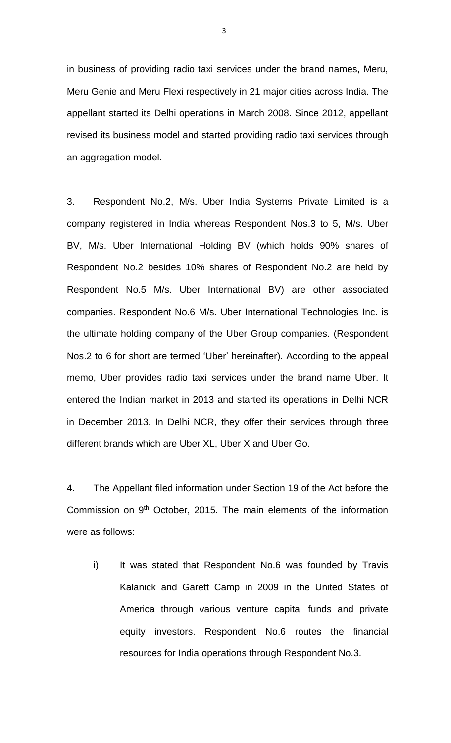in business of providing radio taxi services under the brand names, Meru, Meru Genie and Meru Flexi respectively in 21 major cities across India. The appellant started its Delhi operations in March 2008. Since 2012, appellant revised its business model and started providing radio taxi services through an aggregation model.

3. Respondent No.2, M/s. Uber India Systems Private Limited is a company registered in India whereas Respondent Nos.3 to 5, M/s. Uber BV, M/s. Uber International Holding BV (which holds 90% shares of Respondent No.2 besides 10% shares of Respondent No.2 are held by Respondent No.5 M/s. Uber International BV) are other associated companies. Respondent No.6 M/s. Uber International Technologies Inc. is the ultimate holding company of the Uber Group companies. (Respondent Nos.2 to 6 for short are termed 'Uber' hereinafter). According to the appeal memo, Uber provides radio taxi services under the brand name Uber. It entered the Indian market in 2013 and started its operations in Delhi NCR in December 2013. In Delhi NCR, they offer their services through three different brands which are Uber XL, Uber X and Uber Go.

4. The Appellant filed information under Section 19 of the Act before the Commission on 9th October, 2015. The main elements of the information were as follows:

i) It was stated that Respondent No.6 was founded by Travis Kalanick and Garett Camp in 2009 in the United States of America through various venture capital funds and private equity investors. Respondent No.6 routes the financial resources for India operations through Respondent No.3.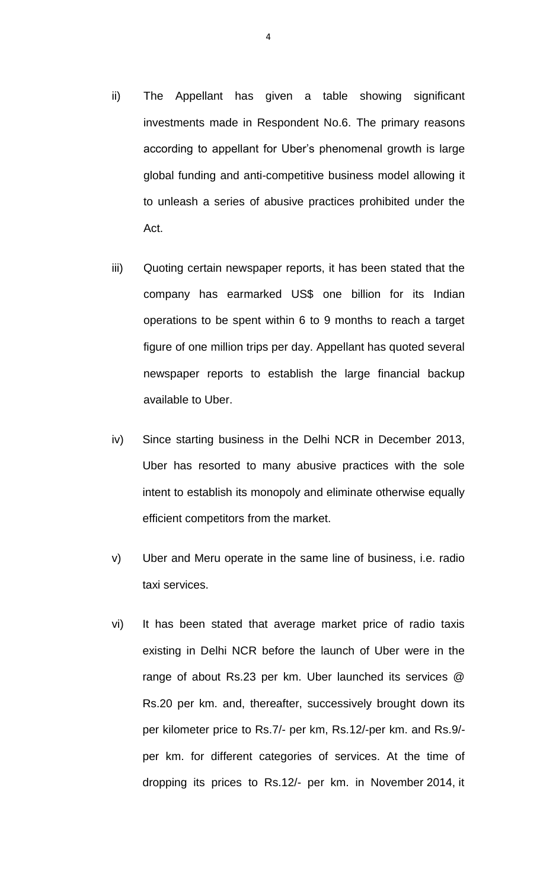ii) The Appellant has given a table showing significant investments made in Respondent No.6. The primary reasons according to appellant for Uber's phenomenal growth is large global funding and anti-competitive business model allowing it to unleash a series of abusive practices prohibited under the Act.

iii) Quoting certain newspaper reports, it has been stated that the company has earmarked US$ one billion for its Indian operations to be spent within 6 to 9 months to reach a target figure of one million trips per day. Appellant has quoted several newspaper reports to establish the large financial backup available to Uber.

iv) Since starting business in the Delhi NCR in December 2013, Uber has resorted to many abusive practices with the sole intent to establish its monopoly and eliminate otherwise equally efficient competitors from the market.

v) Uber and Meru operate in the same line of business, i.e. radio taxi services.

vi) It has been stated that average market price of radio taxis existing in Delhi NCR before the launch of Uber were in the range of about Rs.23 per km. Uber launched its services @ Rs.20 per km. and, thereafter, successively brought down its per kilometer price to Rs.7/- per km, Rs.12/-per km. and Rs.9/- per km. for different categories of services. At the time of dropping its prices to Rs.12/- per km. in November 2014, it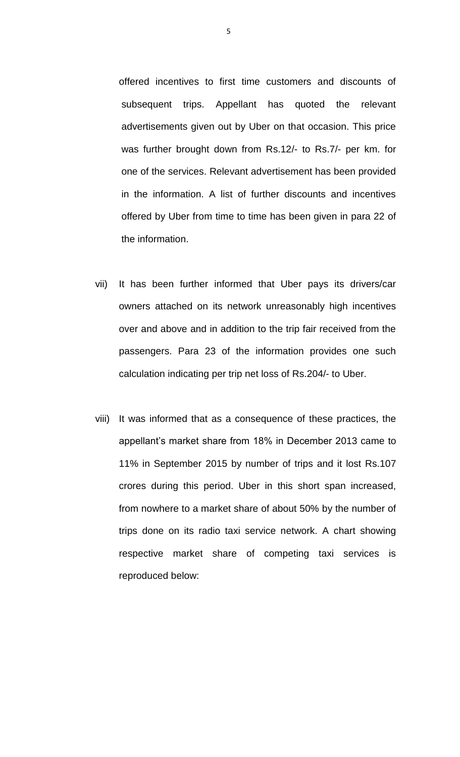offered incentives to first time customers and discounts of subsequent trips. Appellant has quoted the relevant advertisements given out by Uber on that occasion. This price was further brought down from Rs.12/- to Rs.7/- per km. for one of the services. Relevant advertisement has been provided in the information. A list of further discounts and incentives offered by Uber from time to time has been given in para 22 of the information.

vii) It has been further informed that Uber pays its drivers/car owners attached on its network unreasonably high incentives over and above and in addition to the trip fair received from the passengers. Para 23 of the information provides one such calculation indicating per trip net loss of Rs.204/- to Uber.

viii) It was informed that as a consequence of these practices, the appellant's market share from 18% in December 2013 came to 11% in September 2015 by number of trips and it lost Rs.107 crores during this period. Uber in this short span increased, from nowhere to a market share of about 50% by the number of trips done on its radio taxi service network. A chart showing respective market share of competing taxi services is reproduced below: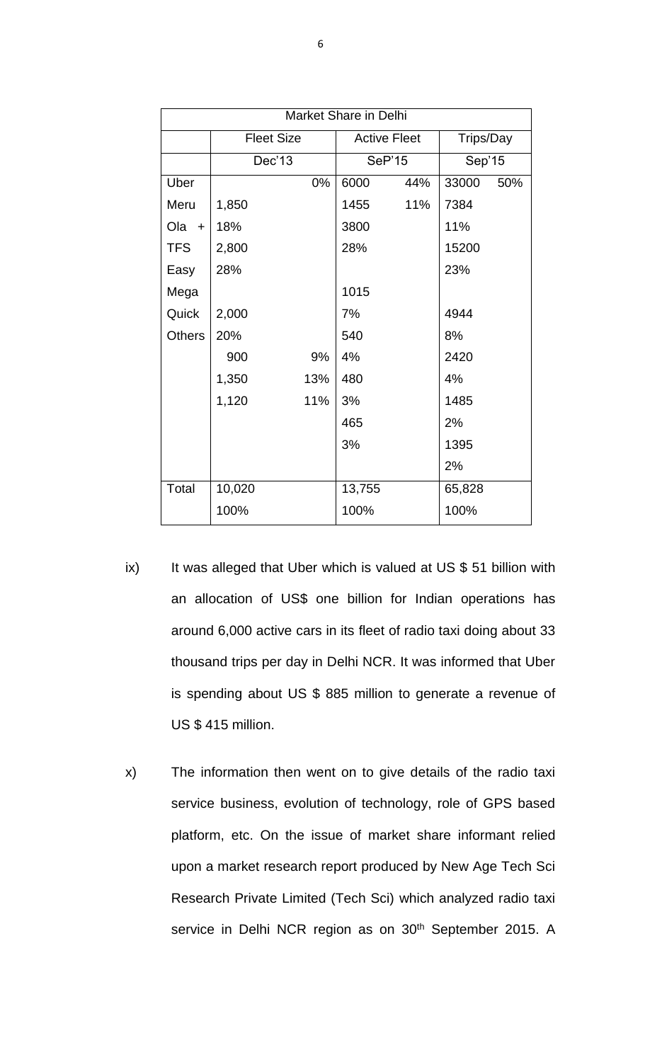| Market Share in Delhi | | | | | | |
|---|---|---|---|---|---|---|
| | Fleet Size | | Active Fleet | | Trips/Day | |
| | Dec'13 | | SeP'15 | | Sep'15 | |
| Uber | | 0% | 6000 | 44% | 33000 | 50% |
| Meru | 1,850 | | 1455 | 11% | 7384 | |
| Ola + | 18% | | 3800 | | 11% | |
| TFS | 2,800 | | 28% | | 15200 | |
| Easy | 28% | | | | 23% | |
| Mega | | | 1015 | | | |
| Quick | 2,000 | | 7% | | 4944 | |
| Others | 20% | | 540 | | 8% | |
| | 900 | 9% | 4% | | 2420 | |
| | 1,350 | 13% | 480 | | 4% | |
| | 1,120 | 11% | 3% | | 1485 | |
| | | | 465 | | 2% | |
| | | | 3% | | 1395 | |
| | | | | | 2% | |
| Total | 10,020 | | 13,755 | | 65,828 | |
| | 100% | | 100% | | 100% | |

ix) It was alleged that Uber which is valued at US $ 51 billion with an allocation of US$ one billion for Indian operations has around 6,000 active cars in its fleet of radio taxi doing about 33 thousand trips per day in Delhi NCR. It was informed that Uber is spending about US $ 885 million to generate a revenue of US $ 415 million.

x) The information then went on to give details of the radio taxi service business, evolution of technology, role of GPS based platform, etc. On the issue of market share informant relied upon a market research report produced by New Age Tech Sci Research Private Limited (Tech Sci) which analyzed radio taxi service in Delhi NCR region as on 30th September 2015. A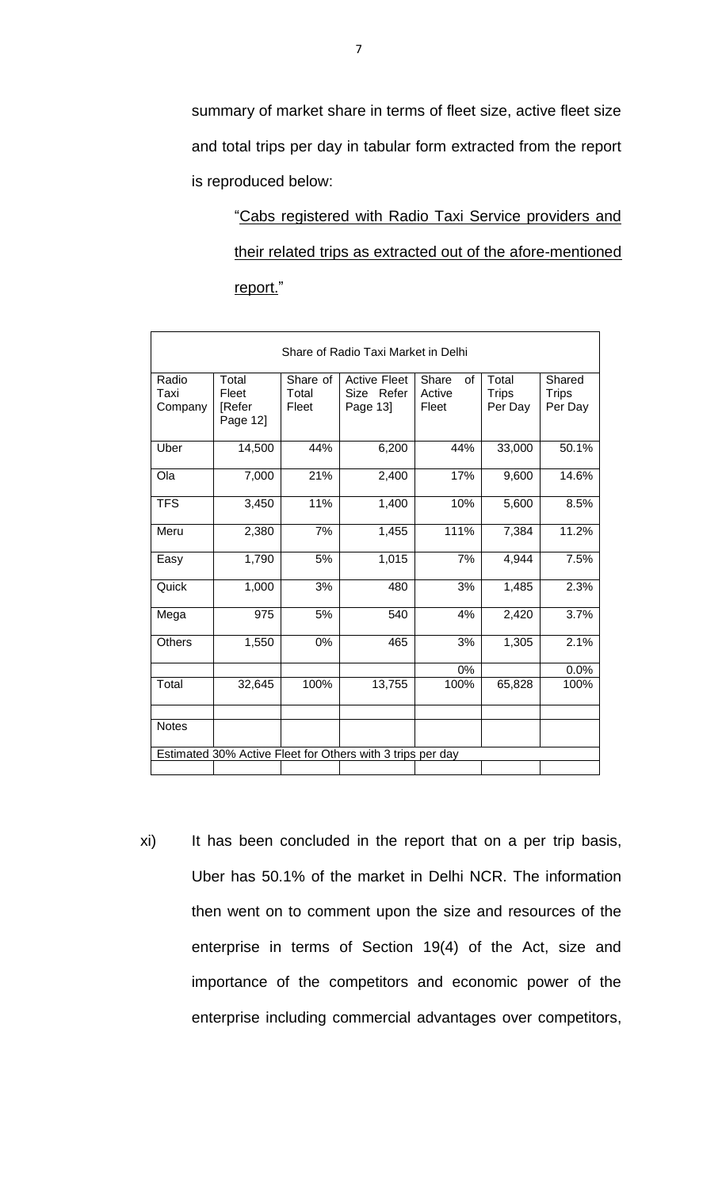summary of market share in terms of fleet size, active fleet size and total trips per day in tabular form extracted from the report is reproduced below:

> "Cabs registered with Radio Taxi Service providers and their related trips as extracted out of the afore-mentioned report."

| Share of Radio Taxi Market in Delhi | | | | | | |
|---|---|---|---|---|---|---|
| Radio Taxi Company | Total Fleet [Refer Page 12] | Share of Total Fleet | Active Fleet Size Refer Page 13] | Share of Active Fleet | Total Trips Per Day | Shared Trips Per Day |
| Uber | 14,500 | 44% | 6,200 | 44% | 33,000 | 50.1% |
| Ola | 7,000 | 21% | 2,400 | 17% | 9,600 | 14.6% |
| TFS | 3,450 | 11% | 1,400 | 10% | 5,600 | 8.5% |
| Meru | 2,380 | 7% | 1,455 | 111% | 7,384 | 11.2% |
| Easy | 1,790 | 5% | 1,015 | 7% | 4,944 | 7.5% |
| Quick | 1,000 | 3% | 480 | 3% | 1,485 | 2.3% |
| Mega | 975 | 5% | 540 | 4% | 2,420 | 3.7% |
| Others | 1,550 | 0% | 465 | 3% | 1,305 | 2.1% |
| | | | | 0% | | 0.0% |
| Total | 32,645 | 100% | 13,755 | 100% | 65,828 | 100% |
| | | | | | | |
| Notes | | | | | | |
| Estimated 30% Active Fleet for Others with 3 trips per day | | | | | | |
| | | | | | | |

xi) It has been concluded in the report that on a per trip basis, Uber has 50.1% of the market in Delhi NCR. The information then went on to comment upon the size and resources of the enterprise in terms of Section 19(4) of the Act, size and importance of the competitors and economic power of the enterprise including commercial advantages over competitors,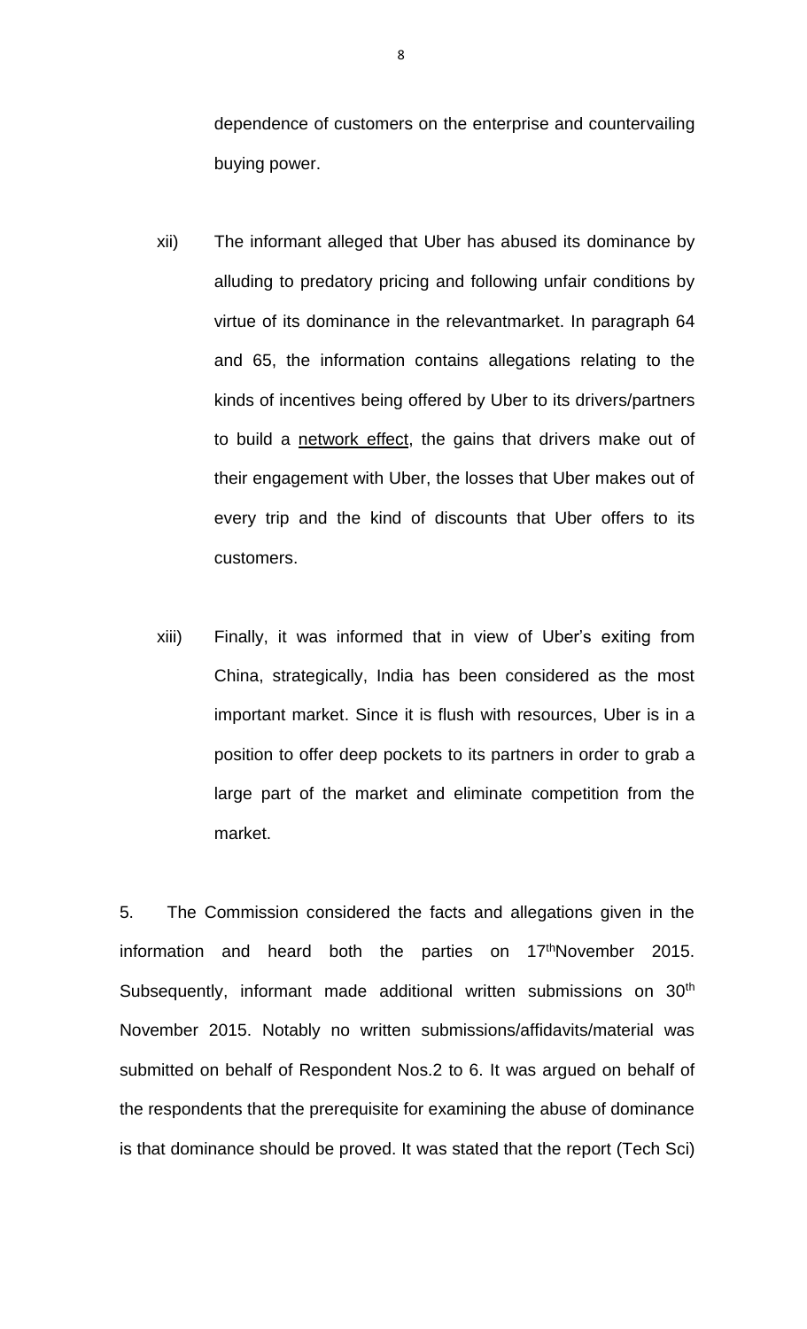dependence of customers on the enterprise and countervailing buying power.

xii) The informant alleged that Uber has abused its dominance by alluding to predatory pricing and following unfair conditions by virtue of its dominance in the relevantmarket. In paragraph 64 and 65, the information contains allegations relating to the kinds of incentives being offered by Uber to its drivers/partners to build a network effect, the gains that drivers make out of their engagement with Uber, the losses that Uber makes out of every trip and the kind of discounts that Uber offers to its customers.

xiii) Finally, it was informed that in view of Uber's exiting from China, strategically, India has been considered as the most important market. Since it is flush with resources, Uber is in a position to offer deep pockets to its partners in order to grab a large part of the market and eliminate competition from the market.

5. The Commission considered the facts and allegations given in the information and heard both the parties on 17thNovember 2015. Subsequently, informant made additional written submissions on 30th November 2015. Notably no written submissions/affidavits/material was submitted on behalf of Respondent Nos.2 to 6. It was argued on behalf of the respondents that the prerequisite for examining the abuse of dominance is that dominance should be proved. It was stated that the report (Tech Sci)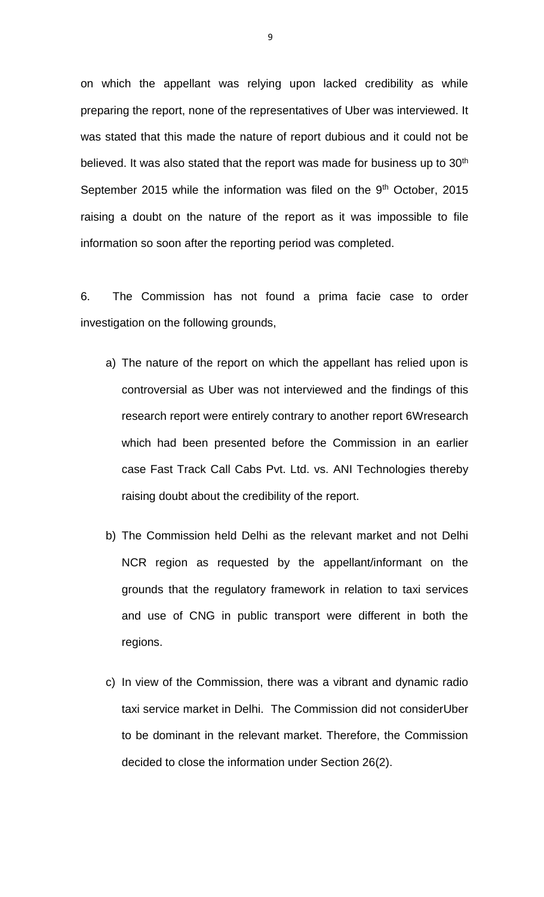on which the appellant was relying upon lacked credibility as while preparing the report, none of the representatives of Uber was interviewed. It was stated that this made the nature of report dubious and it could not be believed. It was also stated that the report was made for business up to 30th September 2015 while the information was filed on the 9th October, 2015 raising a doubt on the nature of the report as it was impossible to file information so soon after the reporting period was completed.

6. The Commission has not found a prima facie case to order investigation on the following grounds,

a) The nature of the report on which the appellant has relied upon is controversial as Uber was not interviewed and the findings of this research report were entirely contrary to another report 6Wresearch which had been presented before the Commission in an earlier case Fast Track Call Cabs Pvt. Ltd. vs. ANI Technologies thereby raising doubt about the credibility of the report.

b) The Commission held Delhi as the relevant market and not Delhi NCR region as requested by the appellant/informant on the grounds that the regulatory framework in relation to taxi services and use of CNG in public transport were different in both the regions.

c) In view of the Commission, there was a vibrant and dynamic radio taxi service market in Delhi. The Commission did not considerUber to be dominant in the relevant market. Therefore, the Commission decided to close the information under Section 26(2).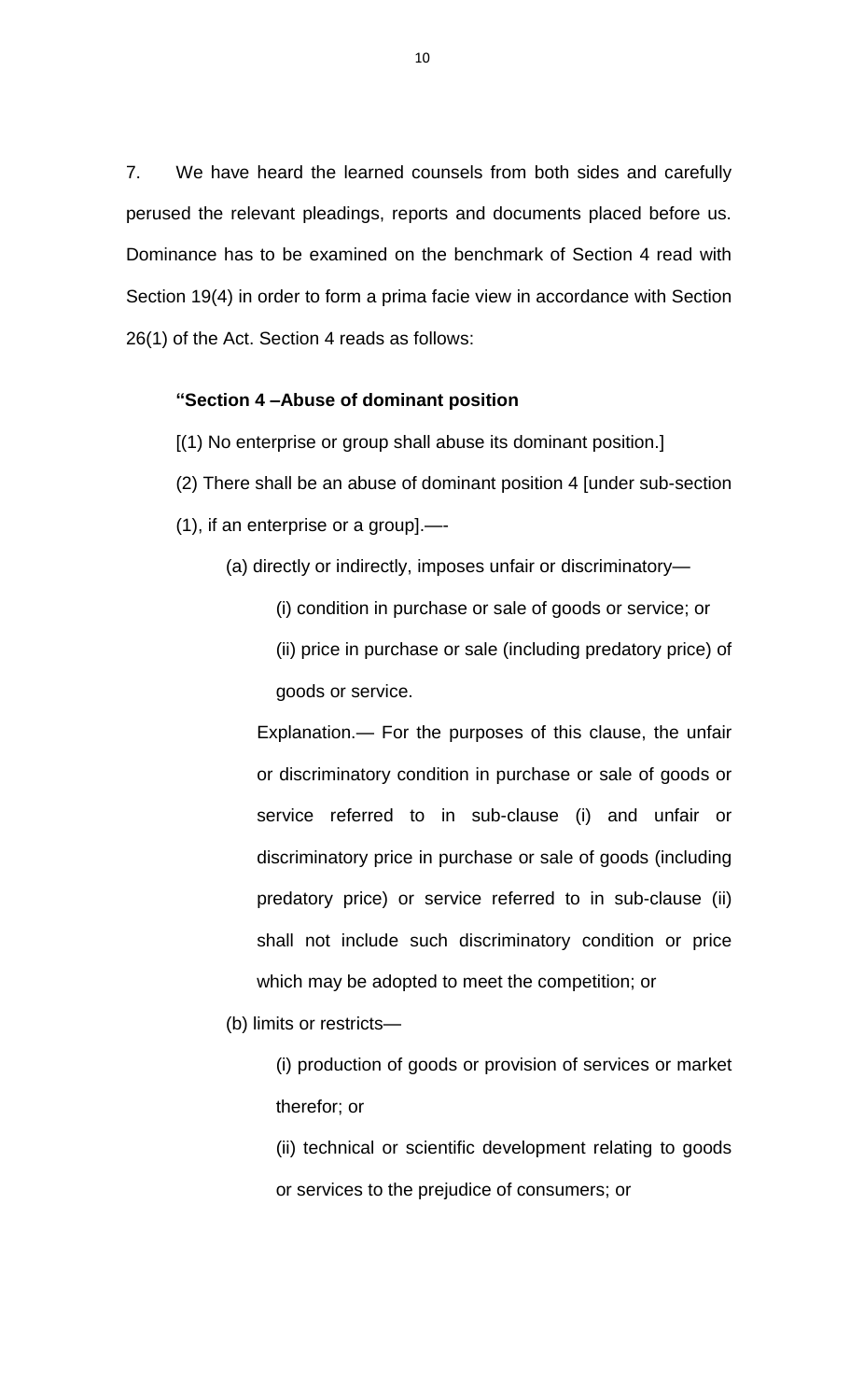7. We have heard the learned counsels from both sides and carefully perused the relevant pleadings, reports and documents placed before us. Dominance has to be examined on the benchmark of Section 4 read with Section 19(4) in order to form a prima facie view in accordance with Section 26(1) of the Act. Section 4 reads as follows:

> **"Section 4 –Abuse of dominant position**
>
> [(1) No enterprise or group shall abuse its dominant position.]
>
> (2) There shall be an abuse of dominant position 4 [under sub-section (1), if an enterprise or a group].—-
>
> (a) directly or indirectly, imposes unfair or discriminatory—
>
> (i) condition in purchase or sale of goods or service; or
>
> (ii) price in purchase or sale (including predatory price) of goods or service.
>
> Explanation.— For the purposes of this clause, the unfair or discriminatory condition in purchase or sale of goods or service referred to in sub-clause (i) and unfair or discriminatory price in purchase or sale of goods (including predatory price) or service referred to in sub-clause (ii) shall not include such discriminatory condition or price which may be adopted to meet the competition; or
>
> (b) limits or restricts—
>
> (i) production of goods or provision of services or market therefor; or
>
> (ii) technical or scientific development relating to goods or services to the prejudice of consumers; or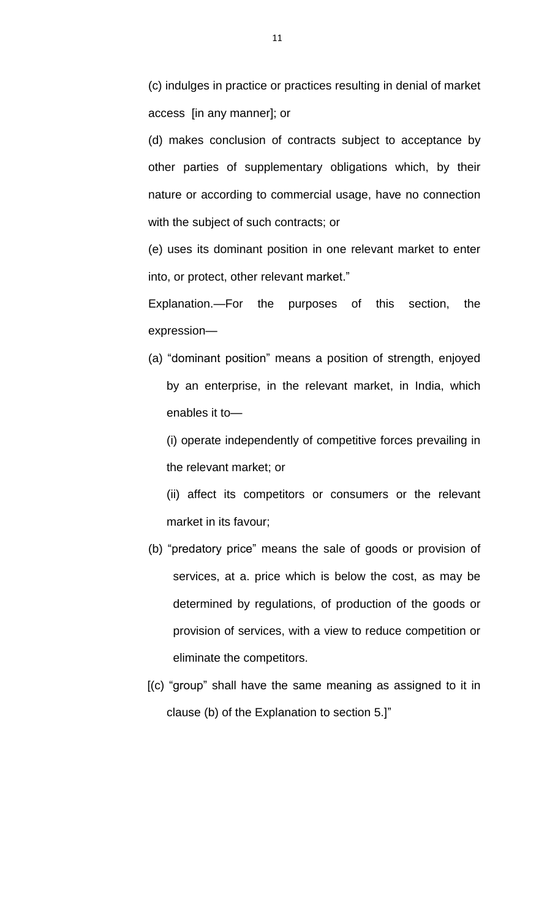(c) indulges in practice or practices resulting in denial of market access [in any manner]; or

(d) makes conclusion of contracts subject to acceptance by other parties of supplementary obligations which, by their nature or according to commercial usage, have no connection with the subject of such contracts; or

(e) uses its dominant position in one relevant market to enter into, or protect, other relevant market."

Explanation.—For the purposes of this section, the expression—

(a) "dominant position" means a position of strength, enjoyed by an enterprise, in the relevant market, in India, which enables it to—

(i) operate independently of competitive forces prevailing in the relevant market; or

(ii) affect its competitors or consumers or the relevant market in its favour;

(b) "predatory price" means the sale of goods or provision of services, at a. price which is below the cost, as may be determined by regulations, of production of the goods or provision of services, with a view to reduce competition or eliminate the competitors.

[(c) "group" shall have the same meaning as assigned to it in clause (b) of the Explanation to section 5.]"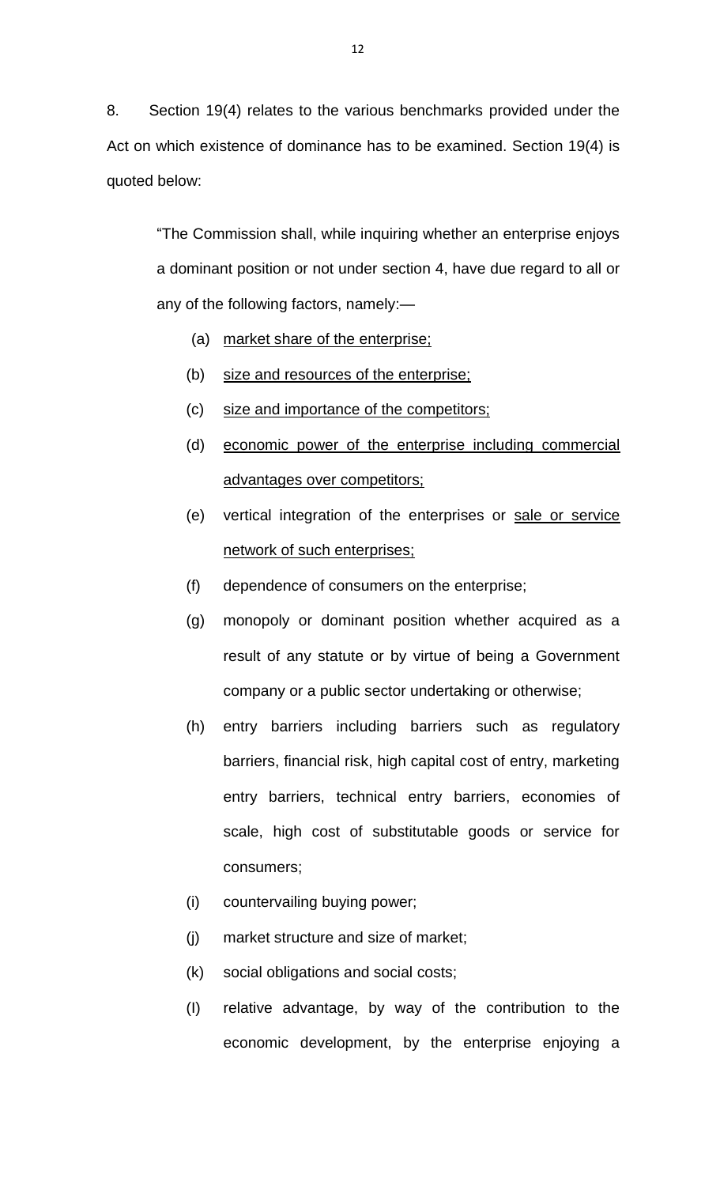8. Section 19(4) relates to the various benchmarks provided under the Act on which existence of dominance has to be examined. Section 19(4) is quoted below:

> "The Commission shall, while inquiring whether an enterprise enjoys a dominant position or not under section 4, have due regard to all or any of the following factors, namely:—
>
> (a) <u>market share of the enterprise;</u>
>
> (b) <u>size and resources of the enterprise;</u>
>
> (c) <u>size and importance of the competitors;</u>
>
> (d) <u>economic power of the enterprise including commercial advantages over competitors;</u>
>
> (e) vertical integration of the enterprises or <u>sale or service network of such enterprises;</u>
>
> (f) dependence of consumers on the enterprise;
>
> (g) monopoly or dominant position whether acquired as a result of any statute or by virtue of being a Government company or a public sector undertaking or otherwise;
>
> (h) entry barriers including barriers such as regulatory barriers, financial risk, high capital cost of entry, marketing entry barriers, technical entry barriers, economies of scale, high cost of substitutable goods or service for consumers;
>
> (i) countervailing buying power;
>
> (j) market structure and size of market;
>
> (k) social obligations and social costs;
>
> (l) relative advantage, by way of the contribution to the economic development, by the enterprise enjoying a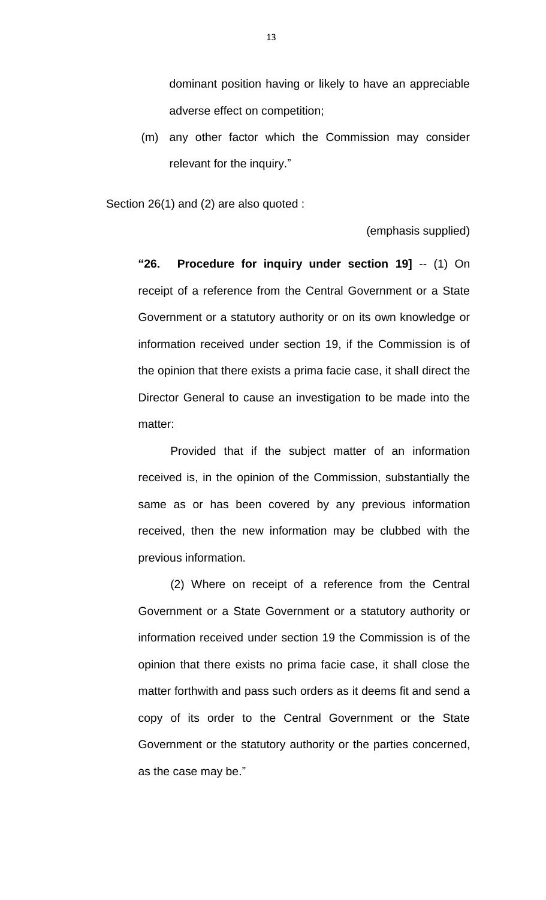dominant position having or likely to have an appreciable adverse effect on competition;

(m) any other factor which the Commission may consider relevant for the inquiry."

Section 26(1) and (2) are also quoted :

(emphasis supplied)

**"26. Procedure for inquiry under section 19]** -- (1) On receipt of a reference from the Central Government or a State Government or a statutory authority or on its own knowledge or information received under section 19, if the Commission is of the opinion that there exists a prima facie case, it shall direct the Director General to cause an investigation to be made into the matter:

Provided that if the subject matter of an information received is, in the opinion of the Commission, substantially the same as or has been covered by any previous information received, then the new information may be clubbed with the previous information.

(2) Where on receipt of a reference from the Central Government or a State Government or a statutory authority or information received under section 19 the Commission is of the opinion that there exists no prima facie case, it shall close the matter forthwith and pass such orders as it deems fit and send a copy of its order to the Central Government or the State Government or the statutory authority or the parties concerned, as the case may be."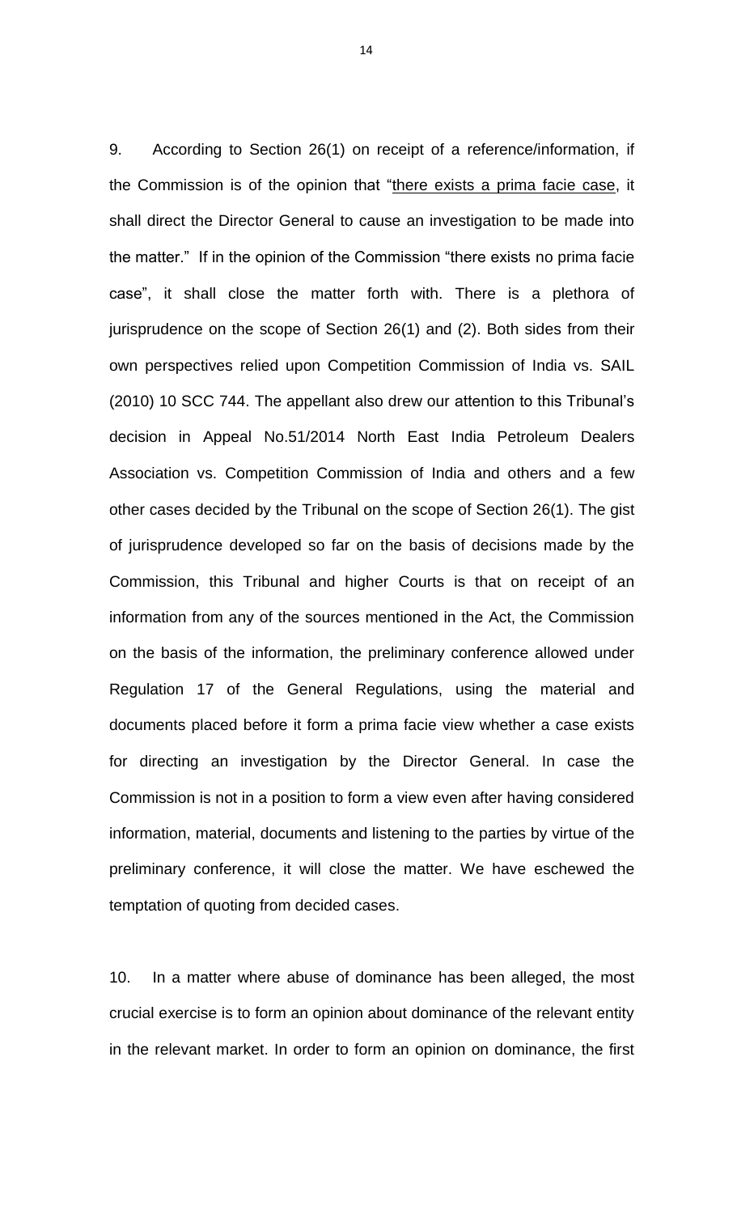9. According to Section 26(1) on receipt of a reference/information, if the Commission is of the opinion that "there exists a prima facie case, it shall direct the Director General to cause an investigation to be made into the matter." If in the opinion of the Commission "there exists no prima facie case", it shall close the matter forth with. There is a plethora of jurisprudence on the scope of Section 26(1) and (2). Both sides from their own perspectives relied upon Competition Commission of India vs. SAIL (2010) 10 SCC 744. The appellant also drew our attention to this Tribunal's decision in Appeal No.51/2014 North East India Petroleum Dealers Association vs. Competition Commission of India and others and a few other cases decided by the Tribunal on the scope of Section 26(1). The gist of jurisprudence developed so far on the basis of decisions made by the Commission, this Tribunal and higher Courts is that on receipt of an information from any of the sources mentioned in the Act, the Commission on the basis of the information, the preliminary conference allowed under Regulation 17 of the General Regulations, using the material and documents placed before it form a prima facie view whether a case exists for directing an investigation by the Director General. In case the Commission is not in a position to form a view even after having considered information, material, documents and listening to the parties by virtue of the preliminary conference, it will close the matter. We have eschewed the temptation of quoting from decided cases.

10. In a matter where abuse of dominance has been alleged, the most crucial exercise is to form an opinion about dominance of the relevant entity in the relevant market. In order to form an opinion on dominance, the first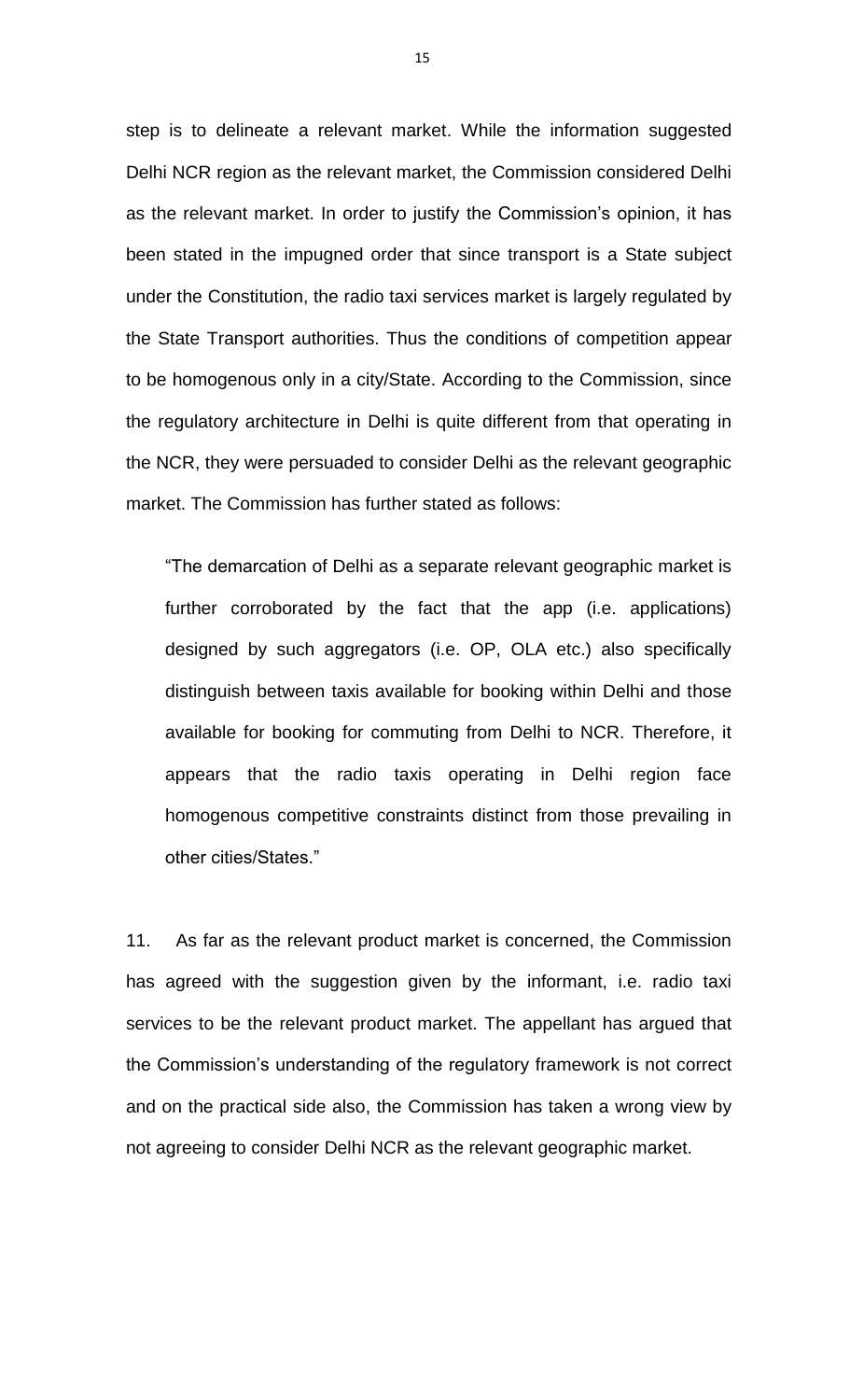step is to delineate a relevant market. While the information suggested Delhi NCR region as the relevant market, the Commission considered Delhi as the relevant market. In order to justify the Commission's opinion, it has been stated in the impugned order that since transport is a State subject under the Constitution, the radio taxi services market is largely regulated by the State Transport authorities. Thus the conditions of competition appear to be homogenous only in a city/State. According to the Commission, since the regulatory architecture in Delhi is quite different from that operating in the NCR, they were persuaded to consider Delhi as the relevant geographic market. The Commission has further stated as follows:

> "The demarcation of Delhi as a separate relevant geographic market is further corroborated by the fact that the app (i.e. applications) designed by such aggregators (i.e. OP, OLA etc.) also specifically distinguish between taxis available for booking within Delhi and those available for booking for commuting from Delhi to NCR. Therefore, it appears that the radio taxis operating in Delhi region face homogenous competitive constraints distinct from those prevailing in other cities/States."

11. As far as the relevant product market is concerned, the Commission has agreed with the suggestion given by the informant, i.e. radio taxi services to be the relevant product market. The appellant has argued that the Commission's understanding of the regulatory framework is not correct and on the practical side also, the Commission has taken a wrong view by not agreeing to consider Delhi NCR as the relevant geographic market.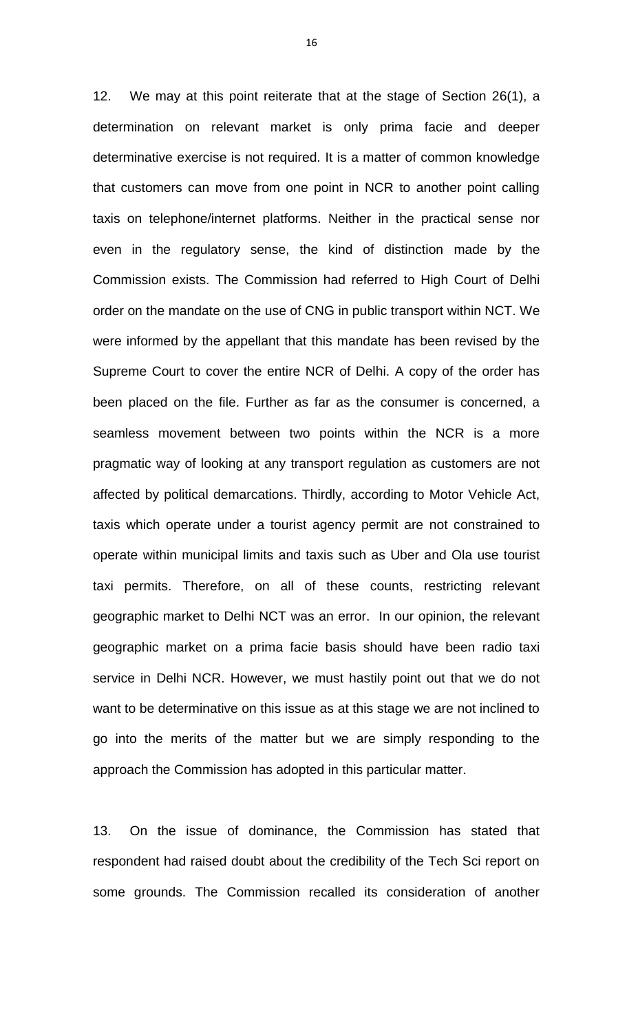12. We may at this point reiterate that at the stage of Section 26(1), a determination on relevant market is only prima facie and deeper determinative exercise is not required. It is a matter of common knowledge that customers can move from one point in NCR to another point calling taxis on telephone/internet platforms. Neither in the practical sense nor even in the regulatory sense, the kind of distinction made by the Commission exists. The Commission had referred to High Court of Delhi order on the mandate on the use of CNG in public transport within NCT. We were informed by the appellant that this mandate has been revised by the Supreme Court to cover the entire NCR of Delhi. A copy of the order has been placed on the file. Further as far as the consumer is concerned, a seamless movement between two points within the NCR is a more pragmatic way of looking at any transport regulation as customers are not affected by political demarcations. Thirdly, according to Motor Vehicle Act, taxis which operate under a tourist agency permit are not constrained to operate within municipal limits and taxis such as Uber and Ola use tourist taxi permits. Therefore, on all of these counts, restricting relevant geographic market to Delhi NCT was an error. In our opinion, the relevant geographic market on a prima facie basis should have been radio taxi service in Delhi NCR. However, we must hastily point out that we do not want to be determinative on this issue as at this stage we are not inclined to go into the merits of the matter but we are simply responding to the approach the Commission has adopted in this particular matter.

13. On the issue of dominance, the Commission has stated that respondent had raised doubt about the credibility of the Tech Sci report on some grounds. The Commission recalled its consideration of another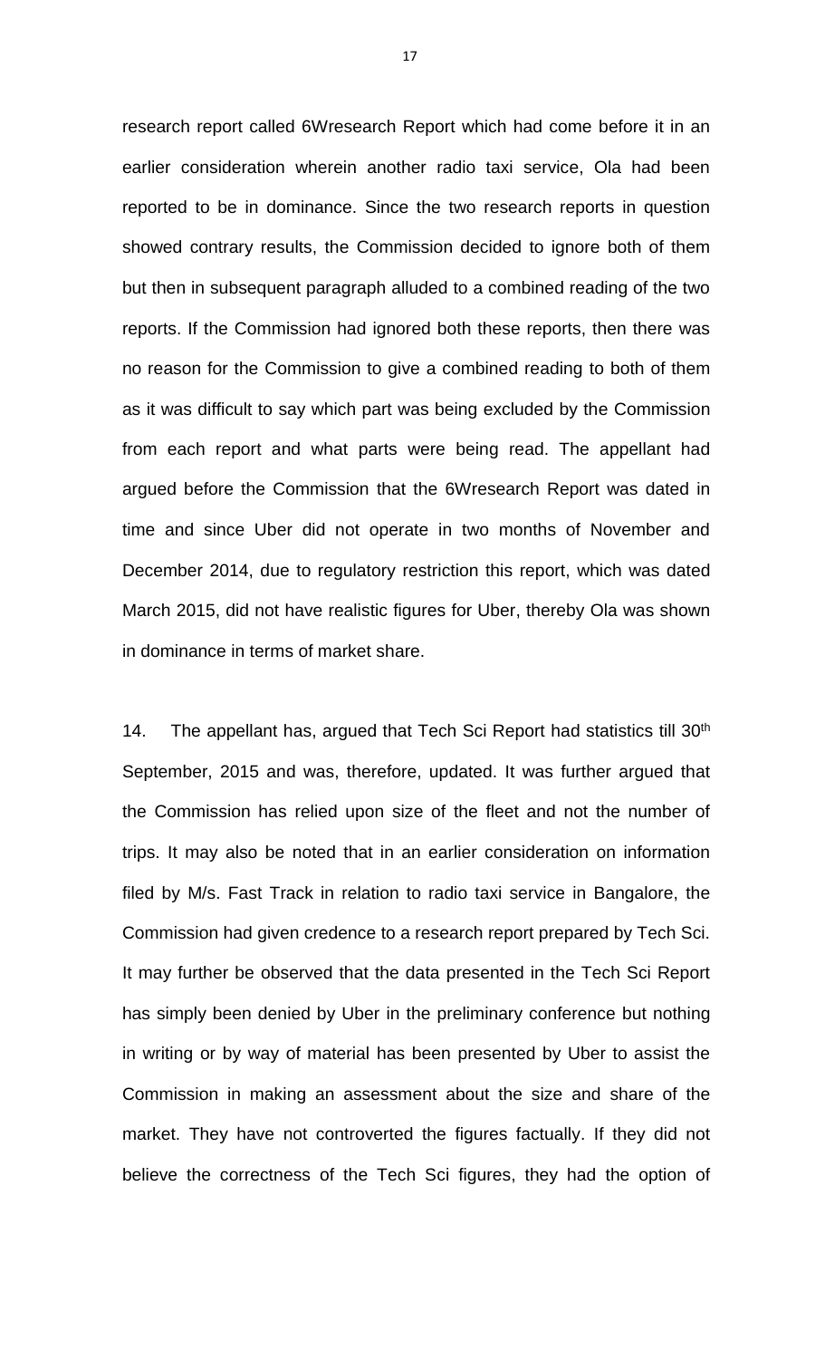research report called 6Wresearch Report which had come before it in an earlier consideration wherein another radio taxi service, Ola had been reported to be in dominance. Since the two research reports in question showed contrary results, the Commission decided to ignore both of them but then in subsequent paragraph alluded to a combined reading of the two reports. If the Commission had ignored both these reports, then there was no reason for the Commission to give a combined reading to both of them as it was difficult to say which part was being excluded by the Commission from each report and what parts were being read. The appellant had argued before the Commission that the 6Wresearch Report was dated in time and since Uber did not operate in two months of November and December 2014, due to regulatory restriction this report, which was dated March 2015, did not have realistic figures for Uber, thereby Ola was shown in dominance in terms of market share.

14. The appellant has, argued that Tech Sci Report had statistics till 30th September, 2015 and was, therefore, updated. It was further argued that the Commission has relied upon size of the fleet and not the number of trips. It may also be noted that in an earlier consideration on information filed by M/s. Fast Track in relation to radio taxi service in Bangalore, the Commission had given credence to a research report prepared by Tech Sci. It may further be observed that the data presented in the Tech Sci Report has simply been denied by Uber in the preliminary conference but nothing in writing or by way of material has been presented by Uber to assist the Commission in making an assessment about the size and share of the market. They have not controverted the figures factually. If they did not believe the correctness of the Tech Sci figures, they had the option of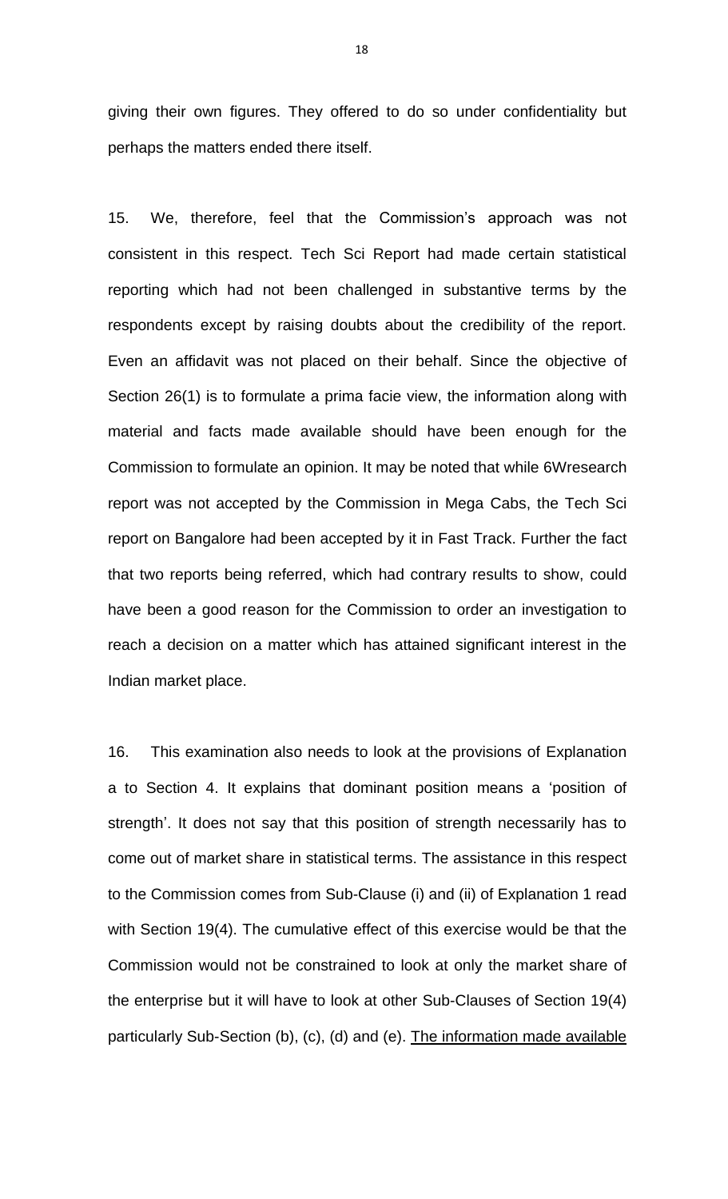giving their own figures. They offered to do so under confidentiality but perhaps the matters ended there itself.

15. We, therefore, feel that the Commission's approach was not consistent in this respect. Tech Sci Report had made certain statistical reporting which had not been challenged in substantive terms by the respondents except by raising doubts about the credibility of the report. Even an affidavit was not placed on their behalf. Since the objective of Section 26(1) is to formulate a prima facie view, the information along with material and facts made available should have been enough for the Commission to formulate an opinion. It may be noted that while 6Wresearch report was not accepted by the Commission in Mega Cabs, the Tech Sci report on Bangalore had been accepted by it in Fast Track. Further the fact that two reports being referred, which had contrary results to show, could have been a good reason for the Commission to order an investigation to reach a decision on a matter which has attained significant interest in the Indian market place.

16. This examination also needs to look at the provisions of Explanation a to Section 4. It explains that dominant position means a 'position of strength'. It does not say that this position of strength necessarily has to come out of market share in statistical terms. The assistance in this respect to the Commission comes from Sub-Clause (i) and (ii) of Explanation 1 read with Section 19(4). The cumulative effect of this exercise would be that the Commission would not be constrained to look at only the market share of the enterprise but it will have to look at other Sub-Clauses of Section 19(4) particularly Sub-Section (b), (c), (d) and (e). <u>The information made available</u>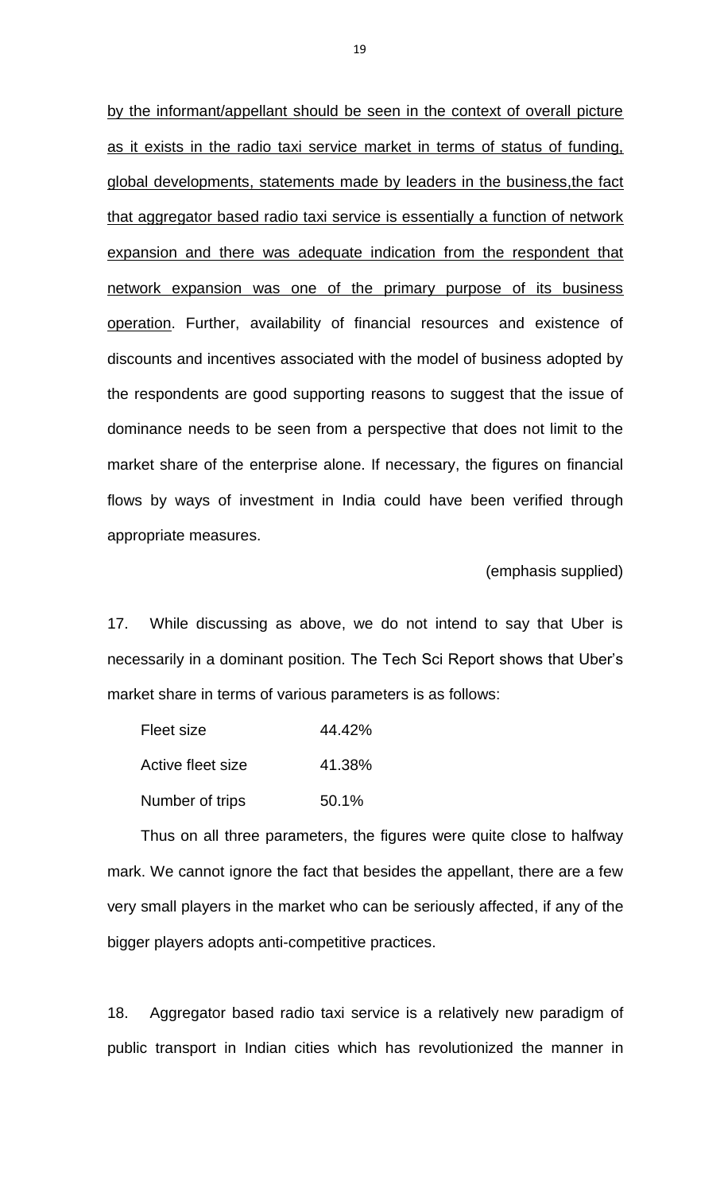<u>by the informant/appellant should be seen in the context of overall picture as it exists in the radio taxi service market in terms of status of funding, global developments, statements made by leaders in the business,the fact that aggregator based radio taxi service is essentially a function of network expansion and there was adequate indication from the respondent that network expansion was one of the primary purpose of its business operation</u>. Further, availability of financial resources and existence of discounts and incentives associated with the model of business adopted by the respondents are good supporting reasons to suggest that the issue of dominance needs to be seen from a perspective that does not limit to the market share of the enterprise alone. If necessary, the figures on financial flows by ways of investment in India could have been verified through appropriate measures.

(emphasis supplied)

17. While discussing as above, we do not intend to say that Uber is necessarily in a dominant position. The Tech Sci Report shows that Uber's market share in terms of various parameters is as follows:

| | |
|---|---|
| Fleet size | 44.42% |
| Active fleet size | 41.38% |
| Number of trips | 50.1% |

Thus on all three parameters, the figures were quite close to halfway mark. We cannot ignore the fact that besides the appellant, there are a few very small players in the market who can be seriously affected, if any of the bigger players adopts anti-competitive practices.

18. Aggregator based radio taxi service is a relatively new paradigm of public transport in Indian cities which has revolutionized the manner in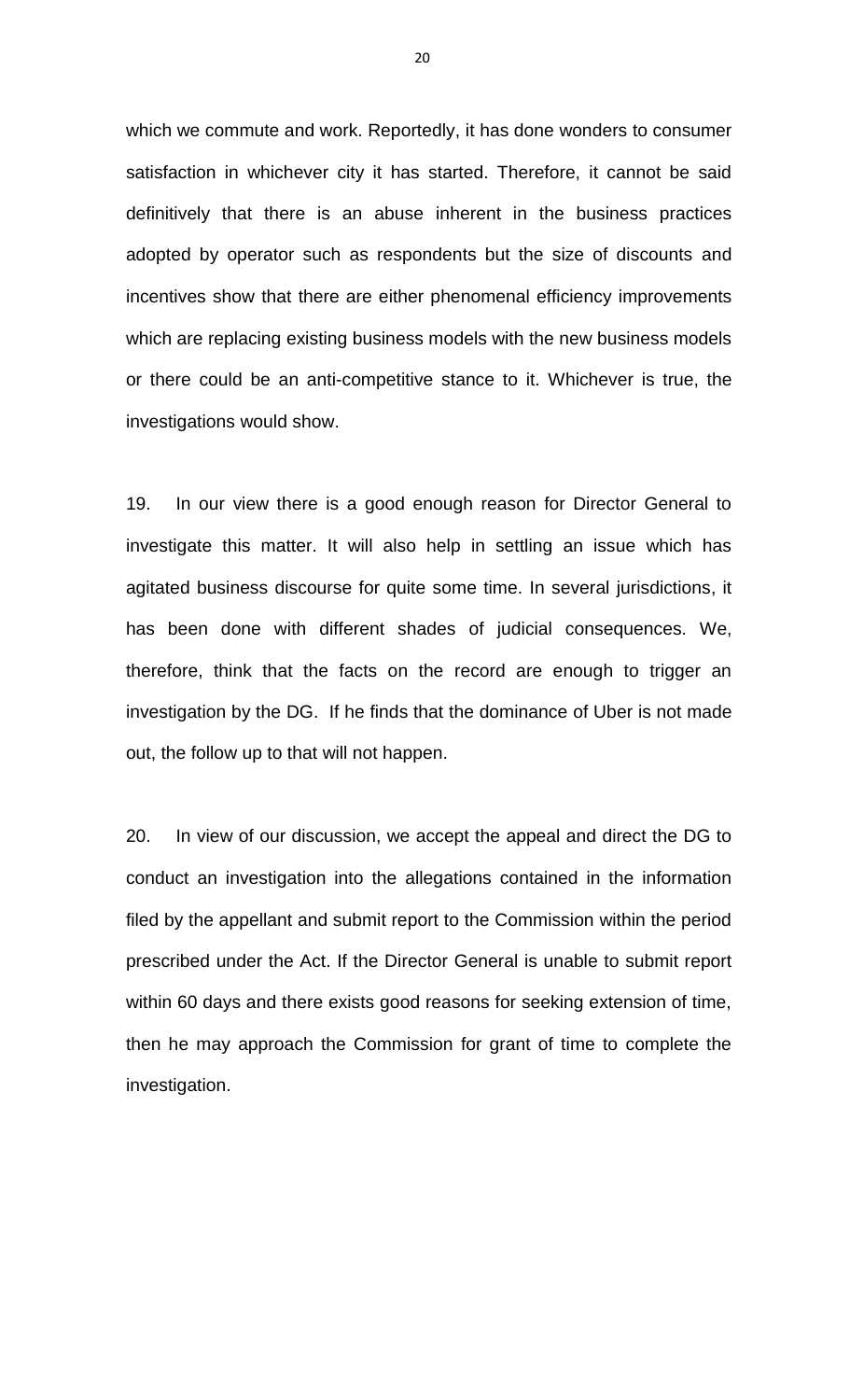which we commute and work. Reportedly, it has done wonders to consumer satisfaction in whichever city it has started. Therefore, it cannot be said definitively that there is an abuse inherent in the business practices adopted by operator such as respondents but the size of discounts and incentives show that there are either phenomenal efficiency improvements which are replacing existing business models with the new business models or there could be an anti-competitive stance to it. Whichever is true, the investigations would show.

19. In our view there is a good enough reason for Director General to investigate this matter. It will also help in settling an issue which has agitated business discourse for quite some time. In several jurisdictions, it has been done with different shades of judicial consequences. We, therefore, think that the facts on the record are enough to trigger an investigation by the DG. If he finds that the dominance of Uber is not made out, the follow up to that will not happen.

20. In view of our discussion, we accept the appeal and direct the DG to conduct an investigation into the allegations contained in the information filed by the appellant and submit report to the Commission within the period prescribed under the Act. If the Director General is unable to submit report within 60 days and there exists good reasons for seeking extension of time, then he may approach the Commission for grant of time to complete the investigation.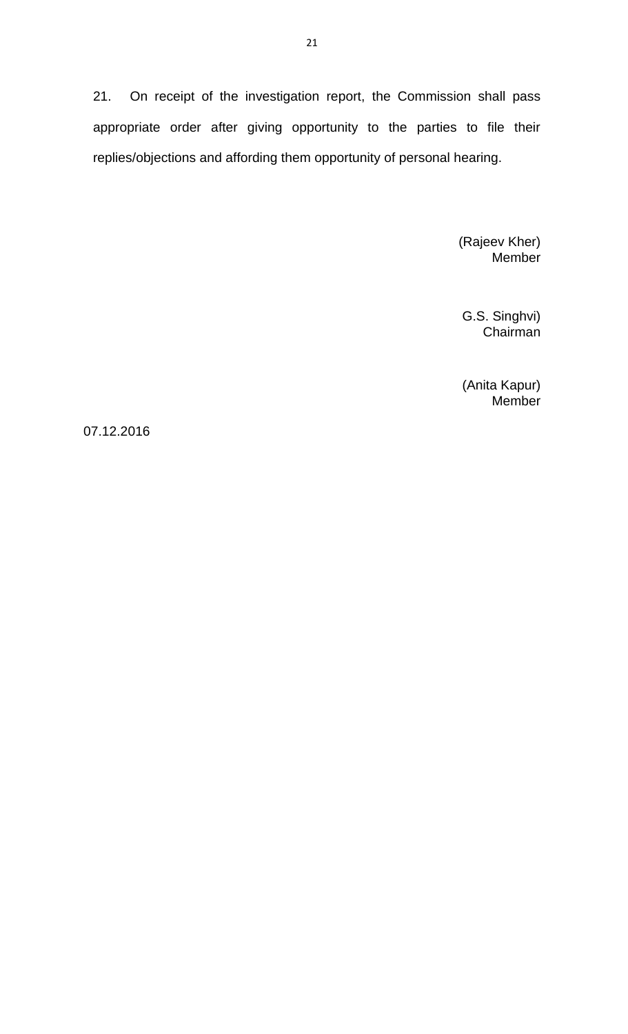21. On receipt of the investigation report, the Commission shall pass appropriate order after giving opportunity to the parties to file their replies/objections and affording them opportunity of personal hearing.

(Rajeev Kher)
Member

G.S. Singhvi)
Chairman

(Anita Kapur)
Member

07.12.2016